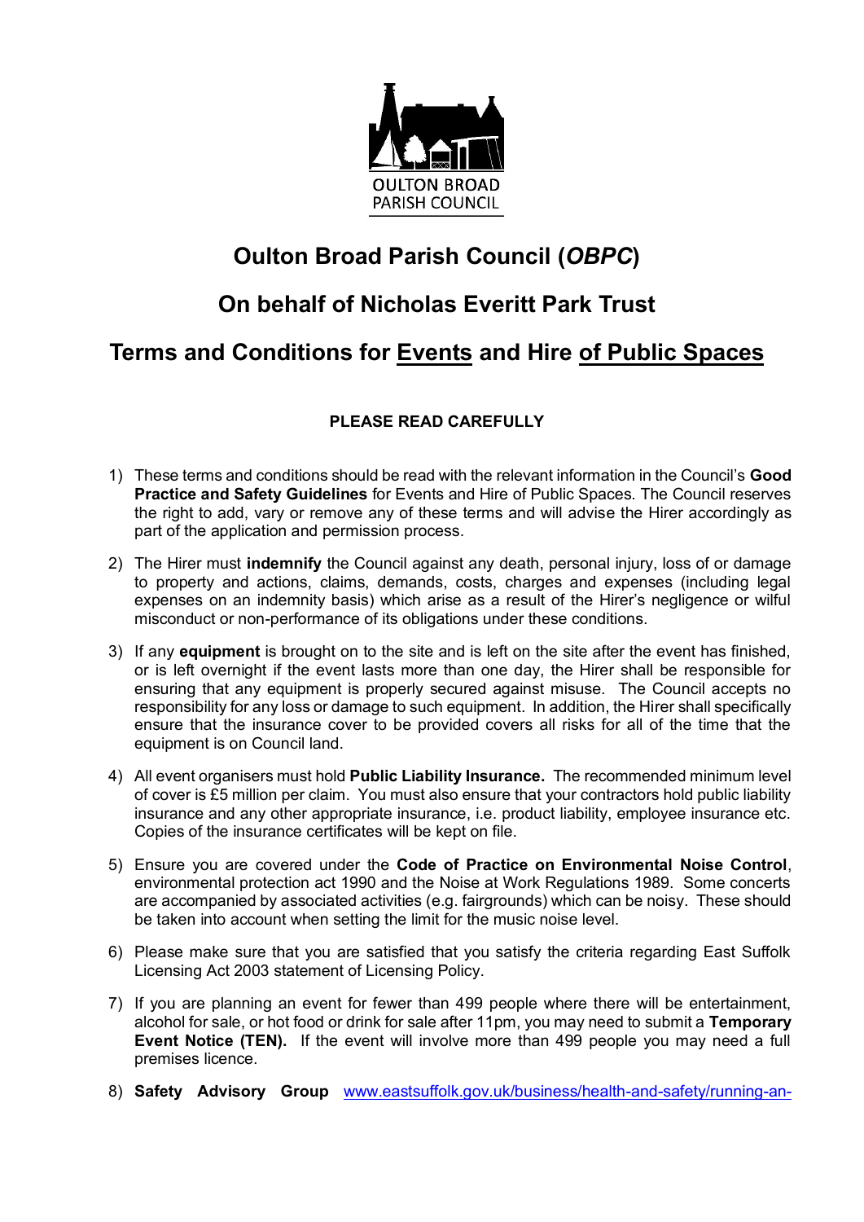OULTON BROAD PARISH COUNCIL

# Oulton Broad Parish Council (*OBPC*)

## On behalf of Nicholas Everitt Park Trust

## Terms and Conditions for Events and Hire of Public Spaces

**PLEASE READ CAREFULLY**

1) These terms and conditions should be read with the relevant information in the Council's **Good Practice and Safety Guidelines** for Events and Hire of Public Spaces. The Council reserves the right to add, vary or remove any of these terms and will advise the Hirer accordingly as part of the application and permission process.

2) The Hirer must **indemnify** the Council against any death, personal injury, loss of or damage to property and actions, claims, demands, costs, charges and expenses (including legal expenses on an indemnity basis) which arise as a result of the Hirer's negligence or wilful misconduct or non-performance of its obligations under these conditions.

3) If any **equipment** is brought on to the site and is left on the site after the event has finished, or is left overnight if the event lasts more than one day, the Hirer shall be responsible for ensuring that any equipment is properly secured against misuse. The Council accepts no responsibility for any loss or damage to such equipment. In addition, the Hirer shall specifically ensure that the insurance cover to be provided covers all risks for all of the time that the equipment is on Council land.

4) All event organisers must hold **Public Liability Insurance.** The recommended minimum level of cover is £5 million per claim. You must also ensure that your contractors hold public liability insurance and any other appropriate insurance, i.e. product liability, employee insurance etc. Copies of the insurance certificates will be kept on file.

5) Ensure you are covered under the **Code of Practice on Environmental Noise Control**, environmental protection act 1990 and the Noise at Work Regulations 1989. Some concerts are accompanied by associated activities (e.g. fairgrounds) which can be noisy. These should be taken into account when setting the limit for the music noise level.

6) Please make sure that you are satisfied that you satisfy the criteria regarding East Suffolk Licensing Act 2003 statement of Licensing Policy.

7) If you are planning an event for fewer than 499 people where there will be entertainment, alcohol for sale, or hot food or drink for sale after 11pm, you may need to submit a **Temporary Event Notice (TEN).** If the event will involve more than 499 people you may need a full premises licence.

8) **Safety Advisory Group** www.eastsuffolk.gov.uk/business/health-and-safety/running-an-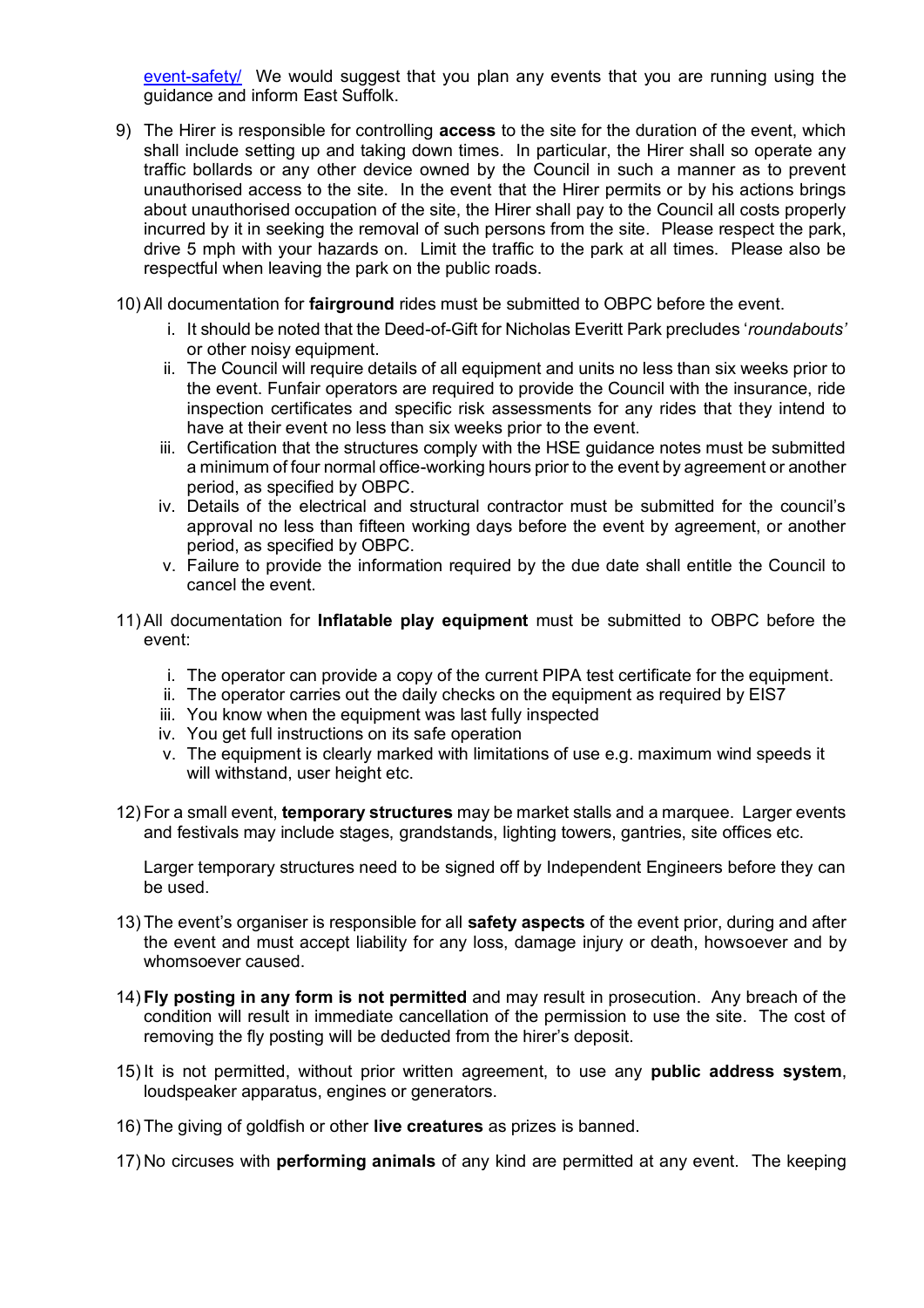event-safety/ We would suggest that you plan any events that you are running using the guidance and inform East Suffolk.

9) The Hirer is responsible for controlling **access** to the site for the duration of the event, which shall include setting up and taking down times. In particular, the Hirer shall so operate any traffic bollards or any other device owned by the Council in such a manner as to prevent unauthorised access to the site. In the event that the Hirer permits or by his actions brings about unauthorised occupation of the site, the Hirer shall pay to the Council all costs properly incurred by it in seeking the removal of such persons from the site. Please respect the park, drive 5 mph with your hazards on. Limit the traffic to the park at all times. Please also be respectful when leaving the park on the public roads.

10) All documentation for **fairground** rides must be submitted to OBPC before the event.
    i. It should be noted that the Deed-of-Gift for Nicholas Everitt Park precludes '*roundabouts*' or other noisy equipment.
    ii. The Council will require details of all equipment and units no less than six weeks prior to the event. Funfair operators are required to provide the Council with the insurance, ride inspection certificates and specific risk assessments for any rides that they intend to have at their event no less than six weeks prior to the event.
    iii. Certification that the structures comply with the HSE guidance notes must be submitted a minimum of four normal office-working hours prior to the event by agreement or another period, as specified by OBPC.
    iv. Details of the electrical and structural contractor must be submitted for the council's approval no less than fifteen working days before the event by agreement, or another period, as specified by OBPC.
    v. Failure to provide the information required by the due date shall entitle the Council to cancel the event.

11) All documentation for **Inflatable play equipment** must be submitted to OBPC before the event:
    i. The operator can provide a copy of the current PIPA test certificate for the equipment.
    ii. The operator carries out the daily checks on the equipment as required by EIS7
    iii. You know when the equipment was last fully inspected
    iv. You get full instructions on its safe operation
    v. The equipment is clearly marked with limitations of use e.g. maximum wind speeds it will withstand, user height etc.

12) For a small event, **temporary structures** may be market stalls and a marquee. Larger events and festivals may include stages, grandstands, lighting towers, gantries, site offices etc.

    Larger temporary structures need to be signed off by Independent Engineers before they can be used.

13) The event's organiser is responsible for all **safety aspects** of the event prior, during and after the event and must accept liability for any loss, damage injury or death, howsoever and by whomsoever caused.

14) **Fly posting in any form is not permitted** and may result in prosecution. Any breach of the condition will result in immediate cancellation of the permission to use the site. The cost of removing the fly posting will be deducted from the hirer's deposit.

15) It is not permitted, without prior written agreement, to use any **public address system**, loudspeaker apparatus, engines or generators.

16) The giving of goldfish or other **live creatures** as prizes is banned.

17) No circuses with **performing animals** of any kind are permitted at any event. The keeping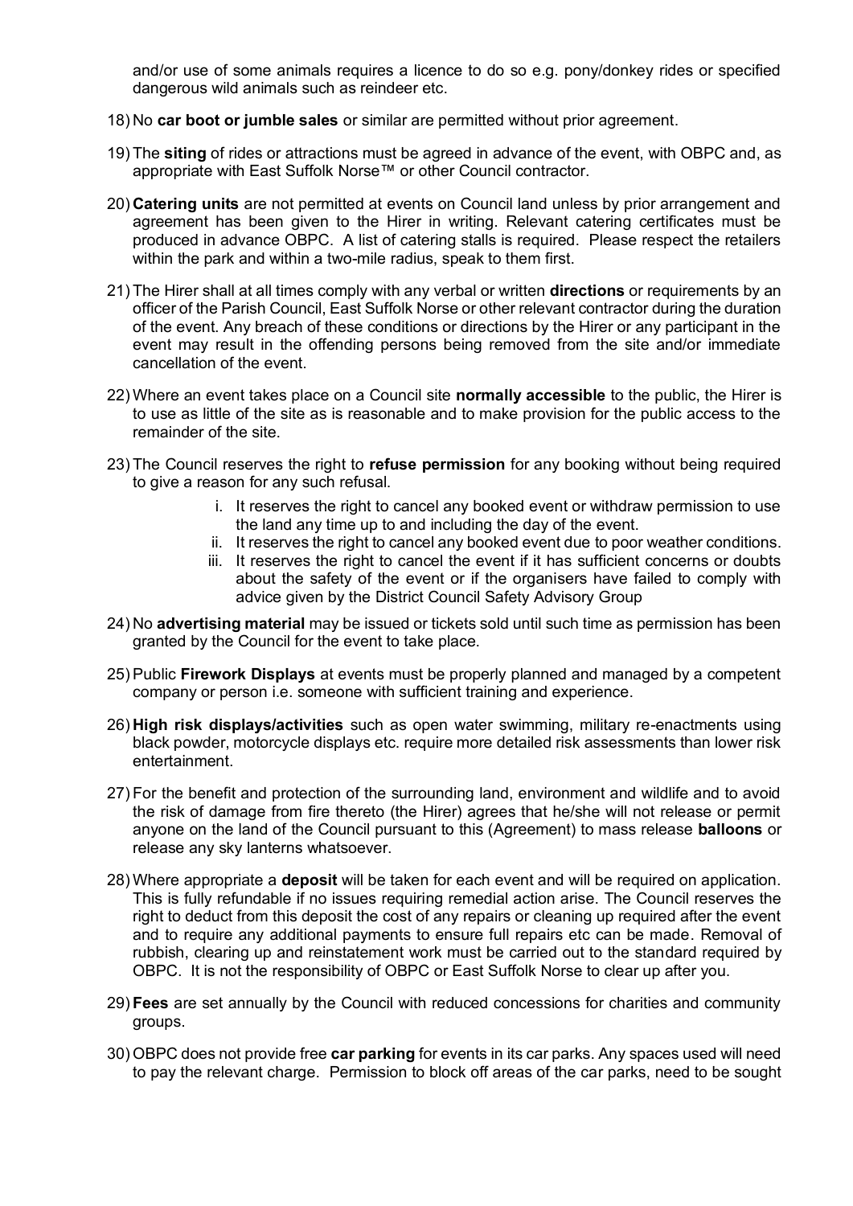and/or use of some animals requires a licence to do so e.g. pony/donkey rides or specified dangerous wild animals such as reindeer etc.

18) No **car boot or jumble sales** or similar are permitted without prior agreement.

19) The **siting** of rides or attractions must be agreed in advance of the event, with OBPC and, as appropriate with East Suffolk Norse™ or other Council contractor.

20) **Catering units** are not permitted at events on Council land unless by prior arrangement and agreement has been given to the Hirer in writing. Relevant catering certificates must be produced in advance OBPC. A list of catering stalls is required. Please respect the retailers within the park and within a two-mile radius, speak to them first.

21) The Hirer shall at all times comply with any verbal or written **directions** or requirements by an officer of the Parish Council, East Suffolk Norse or other relevant contractor during the duration of the event. Any breach of these conditions or directions by the Hirer or any participant in the event may result in the offending persons being removed from the site and/or immediate cancellation of the event.

22) Where an event takes place on a Council site **normally accessible** to the public, the Hirer is to use as little of the site as is reasonable and to make provision for the public access to the remainder of the site.

23) The Council reserves the right to **refuse permission** for any booking without being required to give a reason for any such refusal.
    i. It reserves the right to cancel any booked event or withdraw permission to use the land any time up to and including the day of the event.
    ii. It reserves the right to cancel any booked event due to poor weather conditions.
    iii. It reserves the right to cancel the event if it has sufficient concerns or doubts about the safety of the event or if the organisers have failed to comply with advice given by the District Council Safety Advisory Group

24) No **advertising material** may be issued or tickets sold until such time as permission has been granted by the Council for the event to take place.

25) Public **Firework Displays** at events must be properly planned and managed by a competent company or person i.e. someone with sufficient training and experience.

26) **High risk displays/activities** such as open water swimming, military re-enactments using black powder, motorcycle displays etc. require more detailed risk assessments than lower risk entertainment.

27) For the benefit and protection of the surrounding land, environment and wildlife and to avoid the risk of damage from fire thereto (the Hirer) agrees that he/she will not release or permit anyone on the land of the Council pursuant to this (Agreement) to mass release **balloons** or release any sky lanterns whatsoever.

28) Where appropriate a **deposit** will be taken for each event and will be required on application. This is fully refundable if no issues requiring remedial action arise. The Council reserves the right to deduct from this deposit the cost of any repairs or cleaning up required after the event and to require any additional payments to ensure full repairs etc can be made. Removal of rubbish, clearing up and reinstatement work must be carried out to the standard required by OBPC. It is not the responsibility of OBPC or East Suffolk Norse to clear up after you.

29) **Fees** are set annually by the Council with reduced concessions for charities and community groups.

30) OBPC does not provide free **car parking** for events in its car parks. Any spaces used will need to pay the relevant charge. Permission to block off areas of the car parks, need to be sought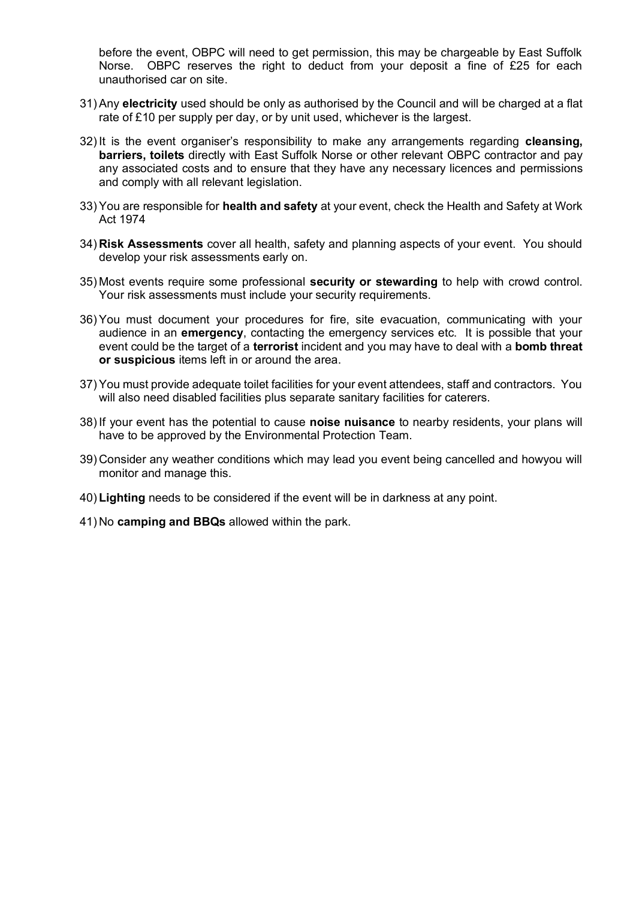before the event, OBPC will need to get permission, this may be chargeable by East Suffolk Norse. OBPC reserves the right to deduct from your deposit a fine of £25 for each unauthorised car on site.

31) Any **electricity** used should be only as authorised by the Council and will be charged at a flat rate of £10 per supply per day, or by unit used, whichever is the largest.

32) It is the event organiser's responsibility to make any arrangements regarding **cleansing, barriers, toilets** directly with East Suffolk Norse or other relevant OBPC contractor and pay any associated costs and to ensure that they have any necessary licences and permissions and comply with all relevant legislation.

33) You are responsible for **health and safety** at your event, check the Health and Safety at Work Act 1974

34) **Risk Assessments** cover all health, safety and planning aspects of your event. You should develop your risk assessments early on.

35) Most events require some professional **security or stewarding** to help with crowd control. Your risk assessments must include your security requirements.

36) You must document your procedures for fire, site evacuation, communicating with your audience in an **emergency**, contacting the emergency services etc. It is possible that your event could be the target of a **terrorist** incident and you may have to deal with a **bomb threat or suspicious** items left in or around the area.

37) You must provide adequate toilet facilities for your event attendees, staff and contractors. You will also need disabled facilities plus separate sanitary facilities for caterers.

38) If your event has the potential to cause **noise nuisance** to nearby residents, your plans will have to be approved by the Environmental Protection Team.

39) Consider any weather conditions which may lead you event being cancelled and howyou will monitor and manage this.

40) **Lighting** needs to be considered if the event will be in darkness at any point.

41) No **camping and BBQs** allowed within the park.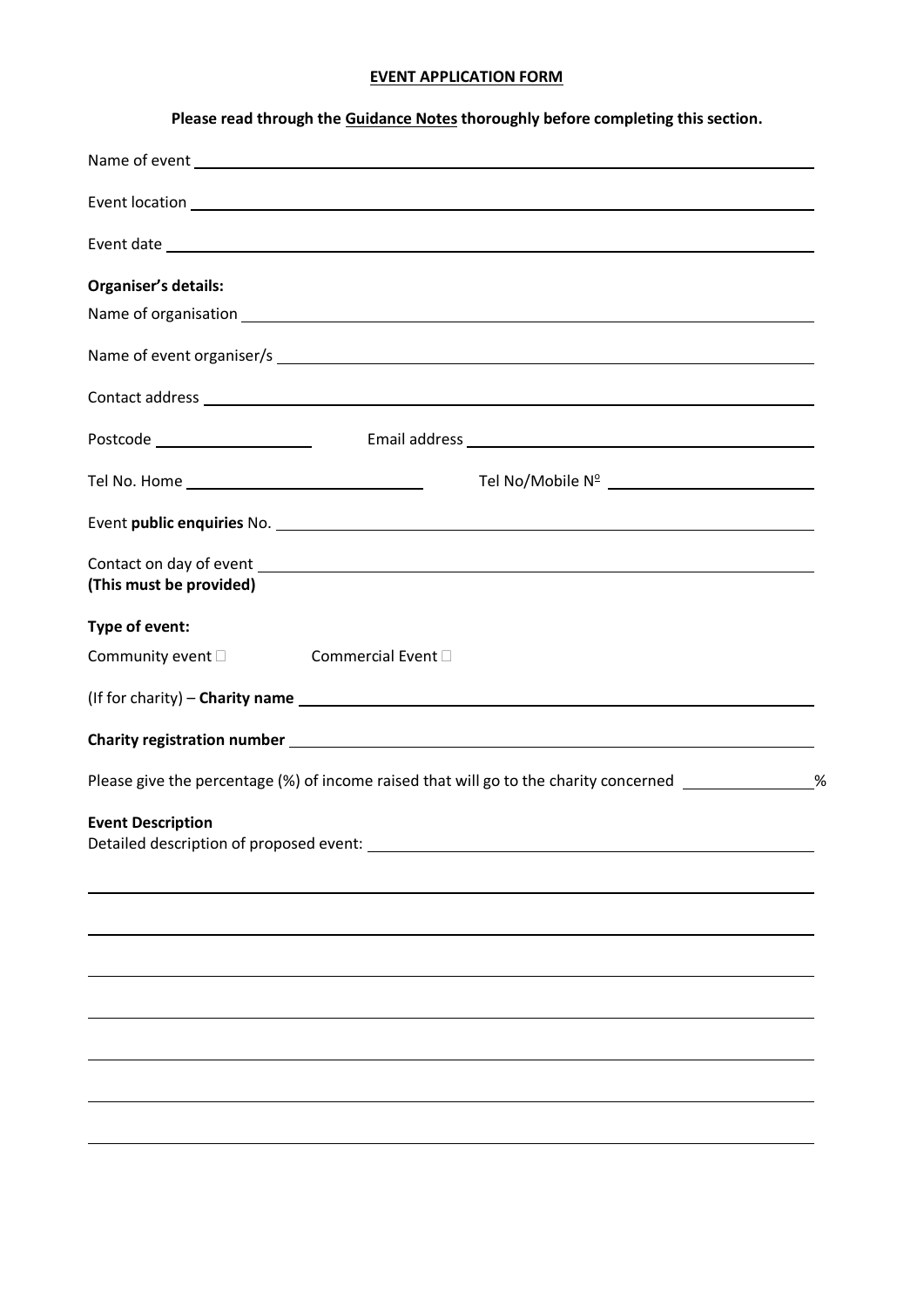# EVENT APPLICATION FORM

**Please read through the Guidance Notes thoroughly before completing this section.**

Name of event ______________________________

Event location ______________________________

Event date ______________________________

**Organiser's details:**

Name of organisation ______________________________

Name of event organiser/s ______________________________

Contact address ______________________________

Postcode ______________ Email address ______________________________

Tel No. Home ______________________ Tel No/Mobile Nº ______________________

Event **public enquiries** No. ______________________________

Contact on day of event ______________________________
**(This must be provided)**

**Type of event:**

Community event ☐ Commercial Event ☐

(If for charity) – **Charity name** ______________________________

**Charity registration number** ______________________________

Please give the percentage (%) of income raised that will go to the charity concerned ____________%

**Event Description**
Detailed description of proposed event: ______________________________

______________________________

______________________________

______________________________

______________________________

______________________________

______________________________

______________________________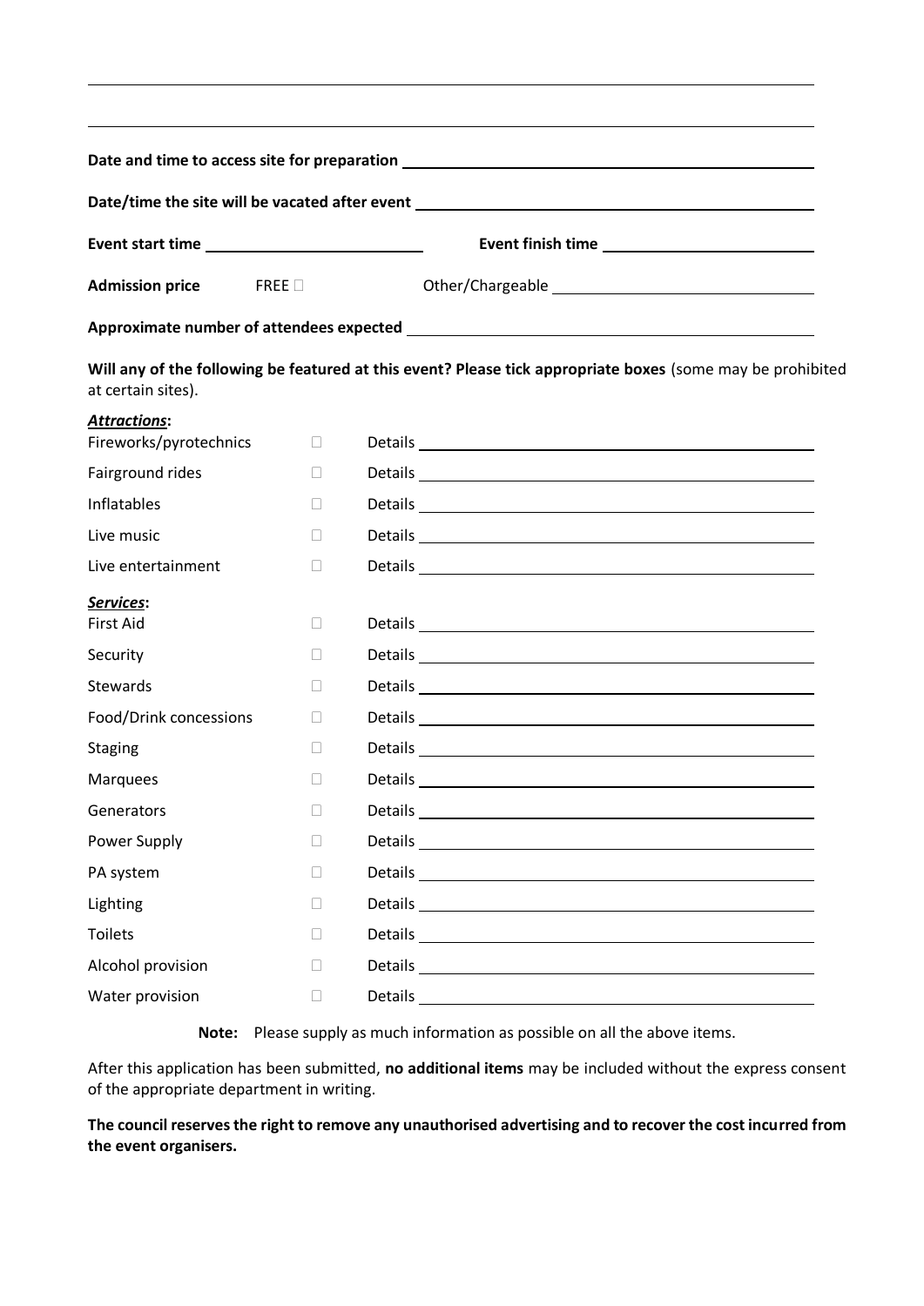**Date and time to access site for preparation** \_\_\_\_\_\_\_\_\_\_\_\_\_\_\_\_\_\_\_\_\_\_\_\_\_\_\_\_\_\_\_\_\_\_\_\_\_\_\_\_

**Date/time the site will be vacated after event** \_\_\_\_\_\_\_\_\_\_\_\_\_\_\_\_\_\_\_\_\_\_\_\_\_\_\_\_\_\_\_\_\_\_\_\_\_\_\_\_

**Event start time** \_\_\_\_\_\_\_\_\_\_\_\_\_\_\_\_\_\_\_\_ **Event finish time** \_\_\_\_\_\_\_\_\_\_\_\_\_\_\_\_\_\_\_\_

**Admission price** FREE ☐ Other/Chargeable \_\_\_\_\_\_\_\_\_\_\_\_\_\_\_\_\_\_\_\_\_\_\_\_\_\_\_\_

**Approximate number of attendees expected** \_\_\_\_\_\_\_\_\_\_\_\_\_\_\_\_\_\_\_\_\_\_\_\_\_\_\_\_\_\_\_\_\_\_\_\_\_\_\_\_

**Will any of the following be featured at this event? Please tick appropriate boxes** (some may be prohibited at certain sites).

***Attractions*:**

| | | |
|---|---|---|
| Fireworks/pyrotechnics | ☐ | Details \_\_\_\_\_\_\_\_\_\_\_\_\_\_\_\_\_\_\_\_ |
| Fairground rides | ☐ | Details \_\_\_\_\_\_\_\_\_\_\_\_\_\_\_\_\_\_\_\_ |
| Inflatables | ☐ | Details \_\_\_\_\_\_\_\_\_\_\_\_\_\_\_\_\_\_\_\_ |
| Live music | ☐ | Details \_\_\_\_\_\_\_\_\_\_\_\_\_\_\_\_\_\_\_\_ |
| Live entertainment | ☐ | Details \_\_\_\_\_\_\_\_\_\_\_\_\_\_\_\_\_\_\_\_ |

***Services*:**

| | | |
|---|---|---|
| First Aid | ☐ | Details \_\_\_\_\_\_\_\_\_\_\_\_\_\_\_\_\_\_\_\_ |
| Security | ☐ | Details \_\_\_\_\_\_\_\_\_\_\_\_\_\_\_\_\_\_\_\_ |
| Stewards | ☐ | Details \_\_\_\_\_\_\_\_\_\_\_\_\_\_\_\_\_\_\_\_ |
| Food/Drink concessions | ☐ | Details \_\_\_\_\_\_\_\_\_\_\_\_\_\_\_\_\_\_\_\_ |
| Staging | ☐ | Details \_\_\_\_\_\_\_\_\_\_\_\_\_\_\_\_\_\_\_\_ |
| Marquees | ☐ | Details \_\_\_\_\_\_\_\_\_\_\_\_\_\_\_\_\_\_\_\_ |
| Generators | ☐ | Details \_\_\_\_\_\_\_\_\_\_\_\_\_\_\_\_\_\_\_\_ |
| Power Supply | ☐ | Details \_\_\_\_\_\_\_\_\_\_\_\_\_\_\_\_\_\_\_\_ |
| PA system | ☐ | Details \_\_\_\_\_\_\_\_\_\_\_\_\_\_\_\_\_\_\_\_ |
| Lighting | ☐ | Details \_\_\_\_\_\_\_\_\_\_\_\_\_\_\_\_\_\_\_\_ |
| Toilets | ☐ | Details \_\_\_\_\_\_\_\_\_\_\_\_\_\_\_\_\_\_\_\_ |
| Alcohol provision | ☐ | Details \_\_\_\_\_\_\_\_\_\_\_\_\_\_\_\_\_\_\_\_ |
| Water provision | ☐ | Details \_\_\_\_\_\_\_\_\_\_\_\_\_\_\_\_\_\_\_\_ |

**Note:** Please supply as much information as possible on all the above items.

After this application has been submitted, **no additional items** may be included without the express consent of the appropriate department in writing.

**The council reserves the right to remove any unauthorised advertising and to recover the cost incurred from the event organisers.**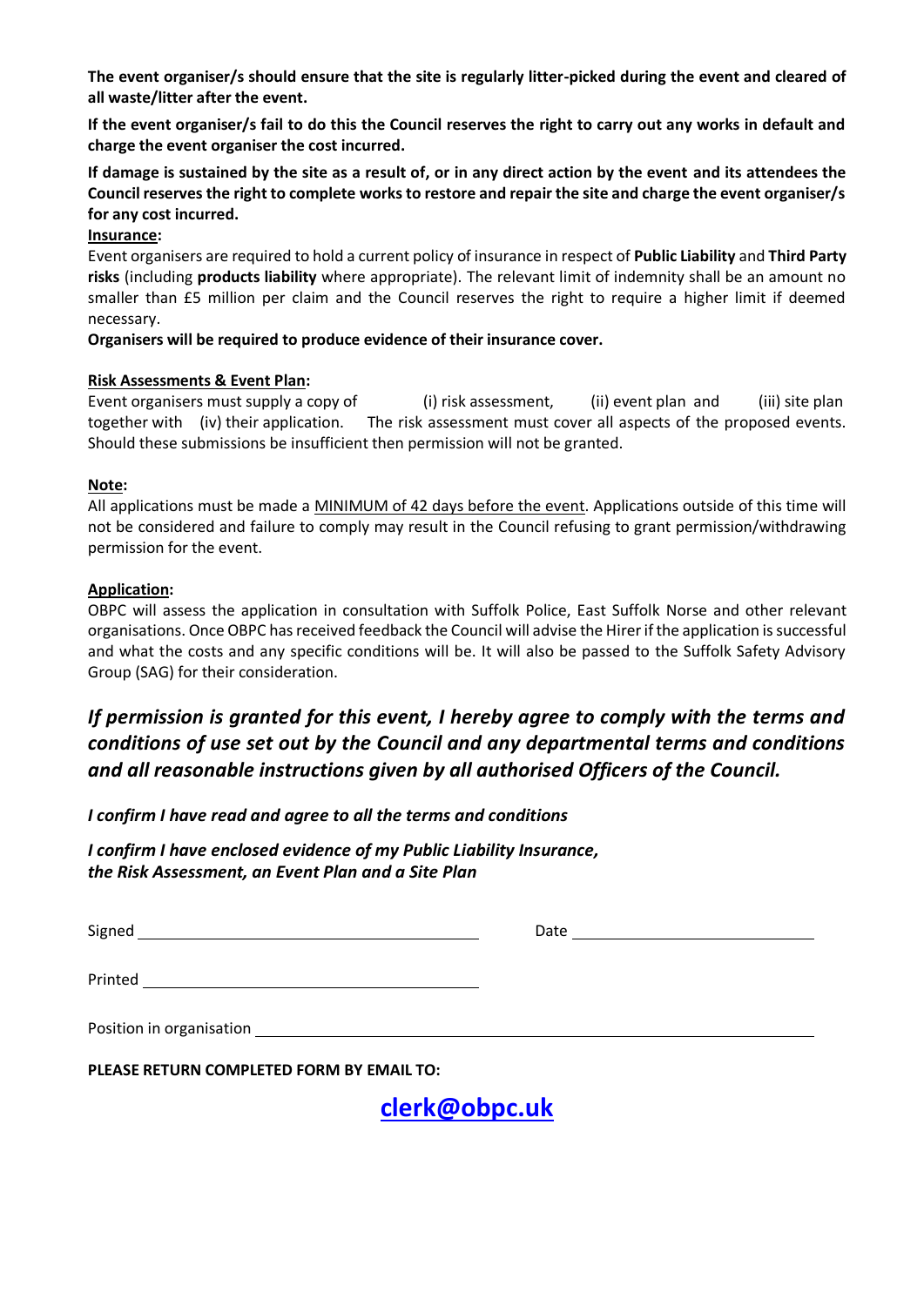**The event organiser/s should ensure that the site is regularly litter-picked during the event and cleared of all waste/litter after the event.**

**If the event organiser/s fail to do this the Council reserves the right to carry out any works in default and charge the event organiser the cost incurred.**

**If damage is sustained by the site as a result of, or in any direct action by the event and its attendees the Council reserves the right to complete works to restore and repair the site and charge the event organiser/s for any cost incurred.**

**Insurance:**

Event organisers are required to hold a current policy of insurance in respect of **Public Liability** and **Third Party risks** (including **products liability** where appropriate). The relevant limit of indemnity shall be an amount no smaller than £5 million per claim and the Council reserves the right to require a higher limit if deemed necessary.

**Organisers will be required to produce evidence of their insurance cover.**

**Risk Assessments & Event Plan:**

Event organisers must supply a copy of (i) risk assessment, (ii) event plan and (iii) site plan together with (iv) their application. The risk assessment must cover all aspects of the proposed events. Should these submissions be insufficient then permission will not be granted.

**Note:**

All applications must be made a MINIMUM of 42 days before the event. Applications outside of this time will not be considered and failure to comply may result in the Council refusing to grant permission/withdrawing permission for the event.

**Application:**

OBPC will assess the application in consultation with Suffolk Police, East Suffolk Norse and other relevant organisations. Once OBPC has received feedback the Council will advise the Hirer if the application is successful and what the costs and any specific conditions will be. It will also be passed to the Suffolk Safety Advisory Group (SAG) for their consideration.

## *If permission is granted for this event, I hereby agree to comply with the terms and conditions of use set out by the Council and any departmental terms and conditions and all reasonable instructions given by all authorised Officers of the Council.*

***I confirm I have read and agree to all the terms and conditions***

***I confirm I have enclosed evidence of my Public Liability Insurance, the Risk Assessment, an Event Plan and a Site Plan***

Signed ______________________ Date ______________________

Printed ______________________

Position in organisation ______________________

**PLEASE RETURN COMPLETED FORM BY EMAIL TO:**

**clerk@obpc.uk**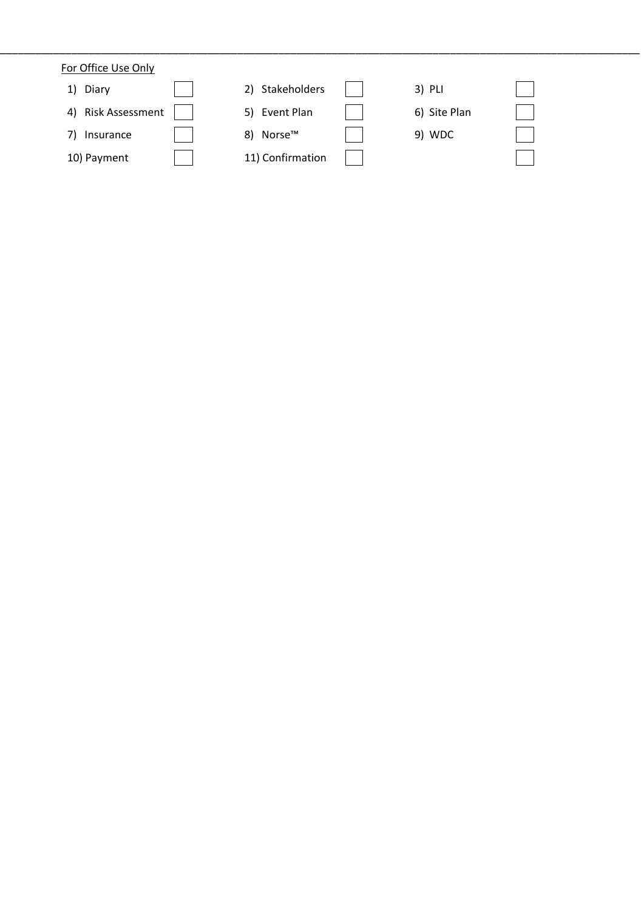For Office Use Only

| | | | | | |
|---|---|---|---|---|---|
| 1) Diary | ☐ | 2) Stakeholders | ☐ | 3) PLI | ☐ |
| 4) Risk Assessment | ☐ | 5) Event Plan | ☐ | 6) Site Plan | ☐ |
| 7) Insurance | ☐ | 8) Norse™ | ☐ | 9) WDC | ☐ |
| 10) Payment | ☐ | 11) Confirmation | ☐ | | ☐ |